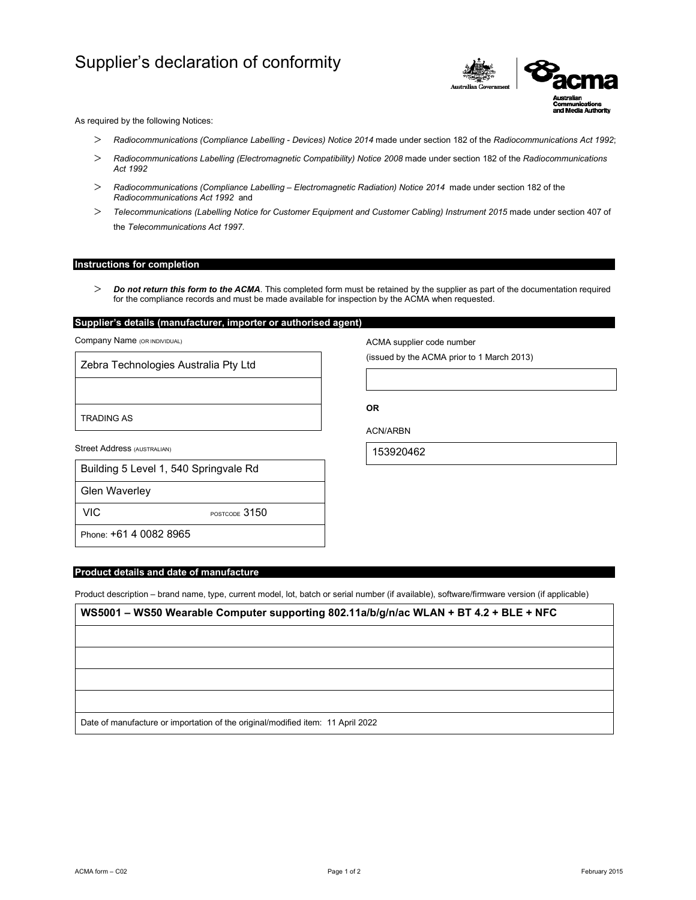# Supplier's declaration of conformity

As required by the following Notices:

- *Radiocommunications (Compliance Labelling - Devices) Notice 2014* made under section 182 of the *Radiocommunications Act 1992*;
- *Radiocommunications Labelling (Electromagnetic Compatibility) Notice 2008* made under section 182 of the *Radiocommunications Act 1992*
- *Radiocommunications (Compliance Labelling – Electromagnetic Radiation) Notice 2014* made under section 182 of the *Radiocommunications Act 1992* and
- *Telecommunications (Labelling Notice for Customer Equipment and Customer Cabling) Instrument 2015* made under section 407 of the *Telecommunications Act 1997*.

## Instructions for completion

- ***Do not return this form to the ACMA***. This completed form must be retained by the supplier as part of the documentation required for the compliance records and must be made available for inspection by the ACMA when requested.

## Supplier's details (manufacturer, importer or authorised agent)

Company Name (OR INDIVIDUAL)

Zebra Technologies Australia Pty Ltd

TRADING AS

Street Address (AUSTRALIAN)

Building 5 Level 1, 540 Springvale Rd

Glen Waverley

VIC POSTCODE 3150

Phone: +61 4 0082 8965

ACMA supplier code number

(issued by the ACMA prior to 1 March 2013)

**OR**

ACN/ARBN

153920462

## Product details and date of manufacture

Product description – brand name, type, current model, lot, batch or serial number (if available), software/firmware version (if applicable)

**WS5001 – WS50 Wearable Computer supporting 802.11a/b/g/n/ac WLAN + BT 4.2 + BLE + NFC**

Date of manufacture or importation of the original/modified item: 11 April 2022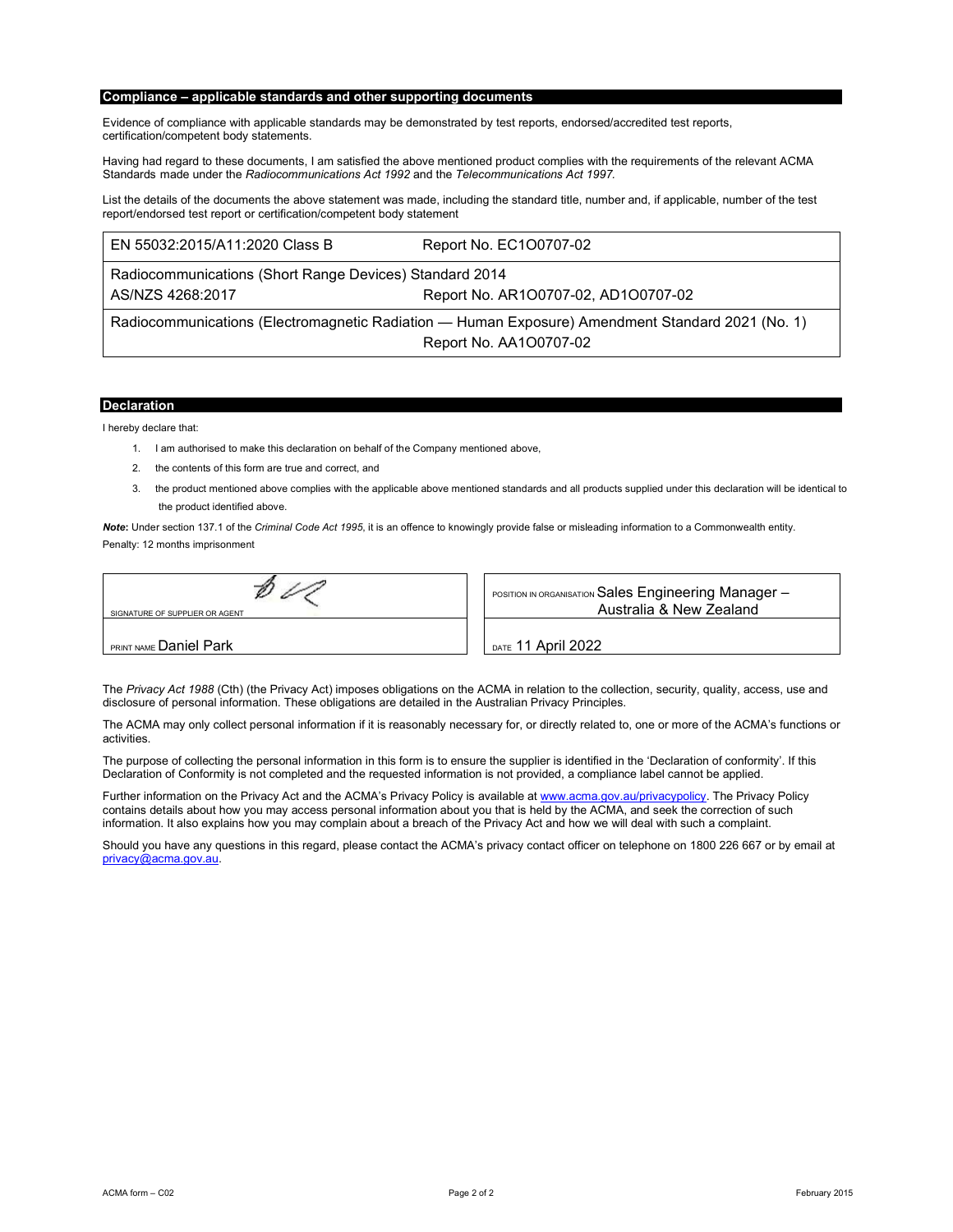## Compliance – applicable standards and other supporting documents

Evidence of compliance with applicable standards may be demonstrated by test reports, endorsed/accredited test reports, certification/competent body statements.

Having had regard to these documents, I am satisfied the above mentioned product complies with the requirements of the relevant ACMA Standards made under the *Radiocommunications Act 1992* and the *Telecommunications Act 1997.*

List the details of the documents the above statement was made, including the standard title, number and, if applicable, number of the test report/endorsed test report or certification/competent body statement

| | |
|---|---|
| EN 55032:2015/A11:2020 Class B | Report No. EC1O0707-02 |
| Radiocommunications (Short Range Devices) Standard 2014<br>AS/NZS 4268:2017 | Report No. AR1O0707-02, AD1O0707-02 |
| Radiocommunications (Electromagnetic Radiation — Human Exposure) Amendment Standard 2021 (No. 1) | Report No. AA1O0707-02 |

## Declaration

I hereby declare that:

1. I am authorised to make this declaration on behalf of the Company mentioned above,
2. the contents of this form are true and correct, and
3. the product mentioned above complies with the applicable above mentioned standards and all products supplied under this declaration will be identical to the product identified above.

***Note*:** Under section 137.1 of the *Criminal Code Act 1995*, it is an offence to knowingly provide false or misleading information to a Commonwealth entity. Penalty: 12 months imprisonment

| | |
|---|---|
| SIGNATURE OF SUPPLIER OR AGENT | POSITION IN ORGANISATION Sales Engineering Manager – Australia & New Zealand |
| PRINT NAME Daniel Park | DATE 11 April 2022 |

The *Privacy Act 1988* (Cth) (the Privacy Act) imposes obligations on the ACMA in relation to the collection, security, quality, access, use and disclosure of personal information. These obligations are detailed in the Australian Privacy Principles.

The ACMA may only collect personal information if it is reasonably necessary for, or directly related to, one or more of the ACMA's functions or activities.

The purpose of collecting the personal information in this form is to ensure the supplier is identified in the 'Declaration of conformity'. If this Declaration of Conformity is not completed and the requested information is not provided, a compliance label cannot be applied.

Further information on the Privacy Act and the ACMA's Privacy Policy is available at www.acma.gov.au/privacypolicy. The Privacy Policy contains details about how you may access personal information about you that is held by the ACMA, and seek the correction of such information. It also explains how you may complain about a breach of the Privacy Act and how we will deal with such a complaint.

Should you have any questions in this regard, please contact the ACMA's privacy contact officer on telephone on 1800 226 667 or by email at privacy@acma.gov.au.

ACMA form – C02

February 2015